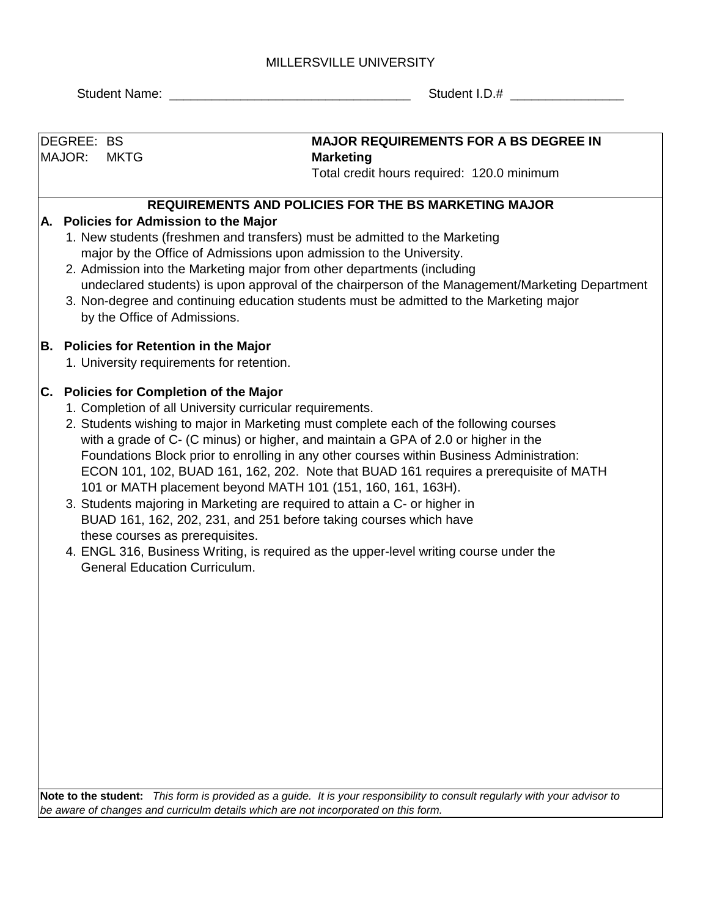MILLERSVILLE UNIVERSITY

Student Name: ________________________________ Student I.D.# _______________

DEGREE: BS
MAJOR: MKTG

**MAJOR REQUIREMENTS FOR A BS DEGREE IN Marketing**
Total credit hours required: 120.0 minimum

## REQUIREMENTS AND POLICIES FOR THE BS MARKETING MAJOR

### A. Policies for Admission to the Major

1. New students (freshmen and transfers) must be admitted to the Marketing major by the Office of Admissions upon admission to the University.
2. Admission into the Marketing major from other departments (including undeclared students) is upon approval of the chairperson of the Management/Marketing Department
3. Non-degree and continuing education students must be admitted to the Marketing major by the Office of Admissions.

### B. Policies for Retention in the Major

1. University requirements for retention.

### C. Policies for Completion of the Major

1. Completion of all University curricular requirements.
2. Students wishing to major in Marketing must complete each of the following courses with a grade of C- (C minus) or higher, and maintain a GPA of 2.0 or higher in the Foundations Block prior to enrolling in any other courses within Business Administration: ECON 101, 102, BUAD 161, 162, 202. Note that BUAD 161 requires a prerequisite of MATH 101 or MATH placement beyond MATH 101 (151, 160, 161, 163H).
3. Students majoring in Marketing are required to attain a C- or higher in BUAD 161, 162, 202, 231, and 251 before taking courses which have these courses as prerequisites.
4. ENGL 316, Business Writing, is required as the upper-level writing course under the General Education Curriculum.

**Note to the student:** *This form is provided as a guide. It is your responsibility to consult regularly with your advisor to be aware of changes and curriculm details which are not incorporated on this form.*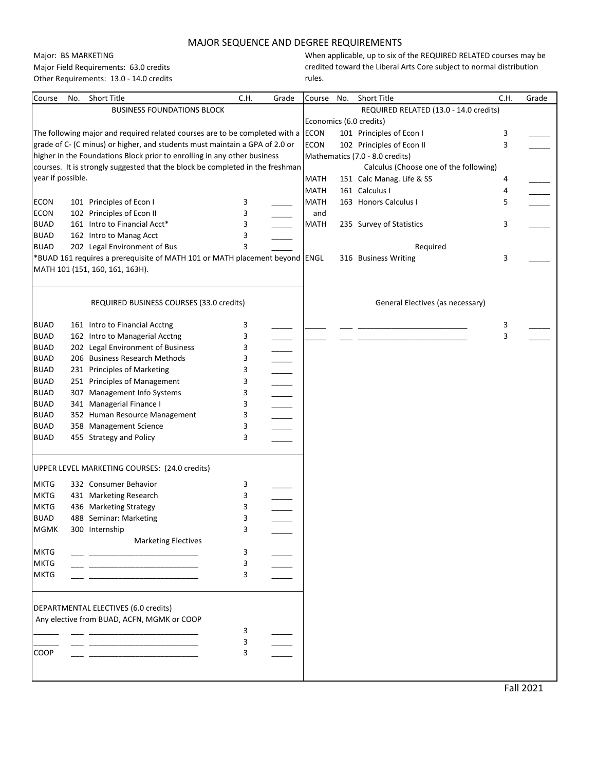# MAJOR SEQUENCE AND DEGREE REQUIREMENTS

Major: BS MARKETING
Major Field Requirements: 63.0 credits
Other Requirements: 13.0 - 14.0 credits

When applicable, up to six of the REQUIRED RELATED courses may be credited toward the Liberal Arts Core subject to normal distribution rules.

| Course | No. | Short Title | C.H. | Grade |
|---|---|---|---|---|
| | | **BUSINESS FOUNDATIONS BLOCK** | | |

The following major and required related courses are to be completed with a grade of C- (C minus) or higher, and students must maintain a GPA of 2.0 or higher in the Foundations Block prior to enrolling in any other business courses. It is strongly suggested that the block be completed in the freshman year if possible.

| Course | No. | Short Title | C.H. | Grade |
|---|---|---|---|---|
| ECON | 101 | Principles of Econ I | 3 | _____ |
| ECON | 102 | Principles of Econ II | 3 | _____ |
| BUAD | 161 | Intro to Financial Acct* | 3 | _____ |
| BUAD | 162 | Intro to Manag Acct | 3 | _____ |
| BUAD | 202 | Legal Environment of Bus | 3 | _____ |

*BUAD 161 requires a prerequisite of MATH 101 or MATH placement beyond MATH 101 (151, 160, 161, 163H).

## REQUIRED BUSINESS COURSES (33.0 credits)

| Course | No. | Short Title | C.H. | Grade |
|---|---|---|---|---|
| BUAD | 161 | Intro to Financial Acctng | 3 | _____ |
| BUAD | 162 | Intro to Managerial Acctng | 3 | _____ |
| BUAD | 202 | Legal Environment of Business | 3 | _____ |
| BUAD | 206 | Business Research Methods | 3 | _____ |
| BUAD | 231 | Principles of Marketing | 3 | _____ |
| BUAD | 251 | Principles of Management | 3 | _____ |
| BUAD | 307 | Management Info Systems | 3 | _____ |
| BUAD | 341 | Managerial Finance I | 3 | _____ |
| BUAD | 352 | Human Resource Management | 3 | _____ |
| BUAD | 358 | Management Science | 3 | _____ |
| BUAD | 455 | Strategy and Policy | 3 | _____ |

## UPPER LEVEL MARKETING COURSES: (24.0 credits)

| Course | No. | Short Title | C.H. | Grade |
|---|---|---|---|---|
| MKTG | 332 | Consumer Behavior | 3 | _____ |
| MKTG | 431 | Marketing Research | 3 | _____ |
| MKTG | 436 | Marketing Strategy | 3 | _____ |
| BUAD | 488 | Seminar: Marketing | 3 | _____ |
| MGMK | 300 | Internship | 3 | _____ |
| | | Marketing Electives | | |
| MKTG | ___ | _________________________ | 3 | _____ |
| MKTG | ___ | _________________________ | 3 | _____ |
| MKTG | ___ | _________________________ | 3 | _____ |

## DEPARTMENTAL ELECTIVES (6.0 credits)

Any elective from BUAD, ACFN, MGMK or COOP

| Course | No. | Short Title | C.H. | Grade |
|---|---|---|---|---|
| ______ | ___ | _________________________ | 3 | _____ |
| ______ | ___ | _________________________ | 3 | _____ |
| COOP | ___ | _________________________ | 3 | _____ |

## REQUIRED RELATED (13.0 - 14.0 credits)

| Course | No. | Short Title | C.H. | Grade |
|---|---|---|---|---|
| Economics (6.0 credits) | | | | |
| ECON | 101 | Principles of Econ I | 3 | _____ |
| ECON | 102 | Principles of Econ II | 3 | _____ |
| Mathematics (7.0 - 8.0 credits) | | | | |
| | | Calculus (Choose one of the following) | | |
| MATH | 151 | Calc Manag. Life & SS | 4 | _____ |
| MATH | 161 | Calculus I | 4 | _____ |
| MATH | 163 | Honors Calculus I | 5 | _____ |
| and | | | | |
| MATH | 235 | Survey of Statistics | 3 | _____ |
| | | Required | | |
| ENGL | 316 | Business Writing | 3 | _____ |

## General Electives (as necessary)

| Course | No. | Short Title | C.H. | Grade |
|---|---|---|---|---|
| _____ | ___ | _________________________ | 3 | _____ |
| _____ | ___ | _________________________ | 3 | _____ |

Fall 2021